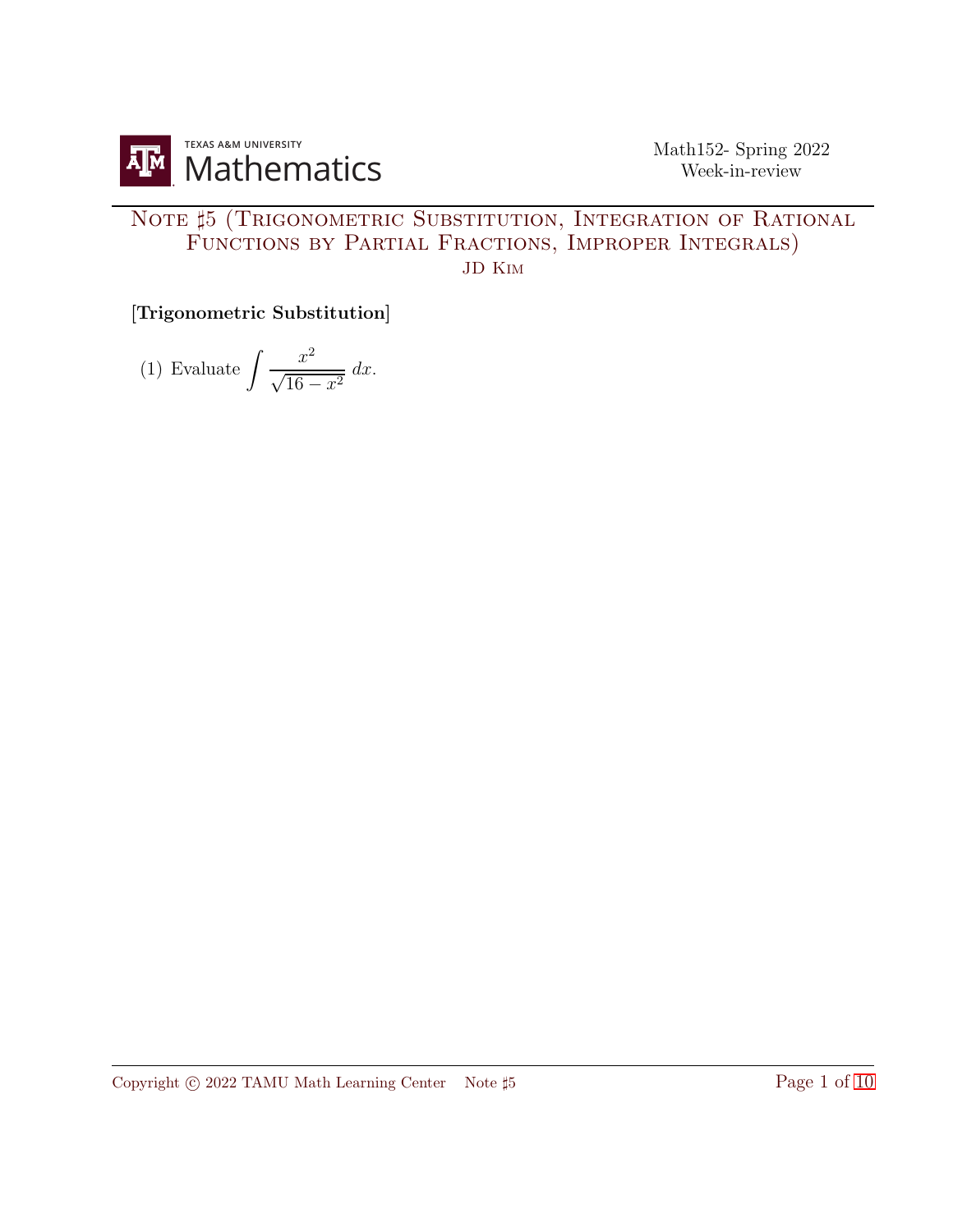# Note ♯5 (Trigonometric Substitution, Integration of Rational Functions by Partial Fractions, Improper Integrals)

JD Kim

[**Trigonometric Substitution**]

(1) Evaluate $\displaystyle\int \frac{x^2}{\sqrt{16 - x^2}}\, dx$.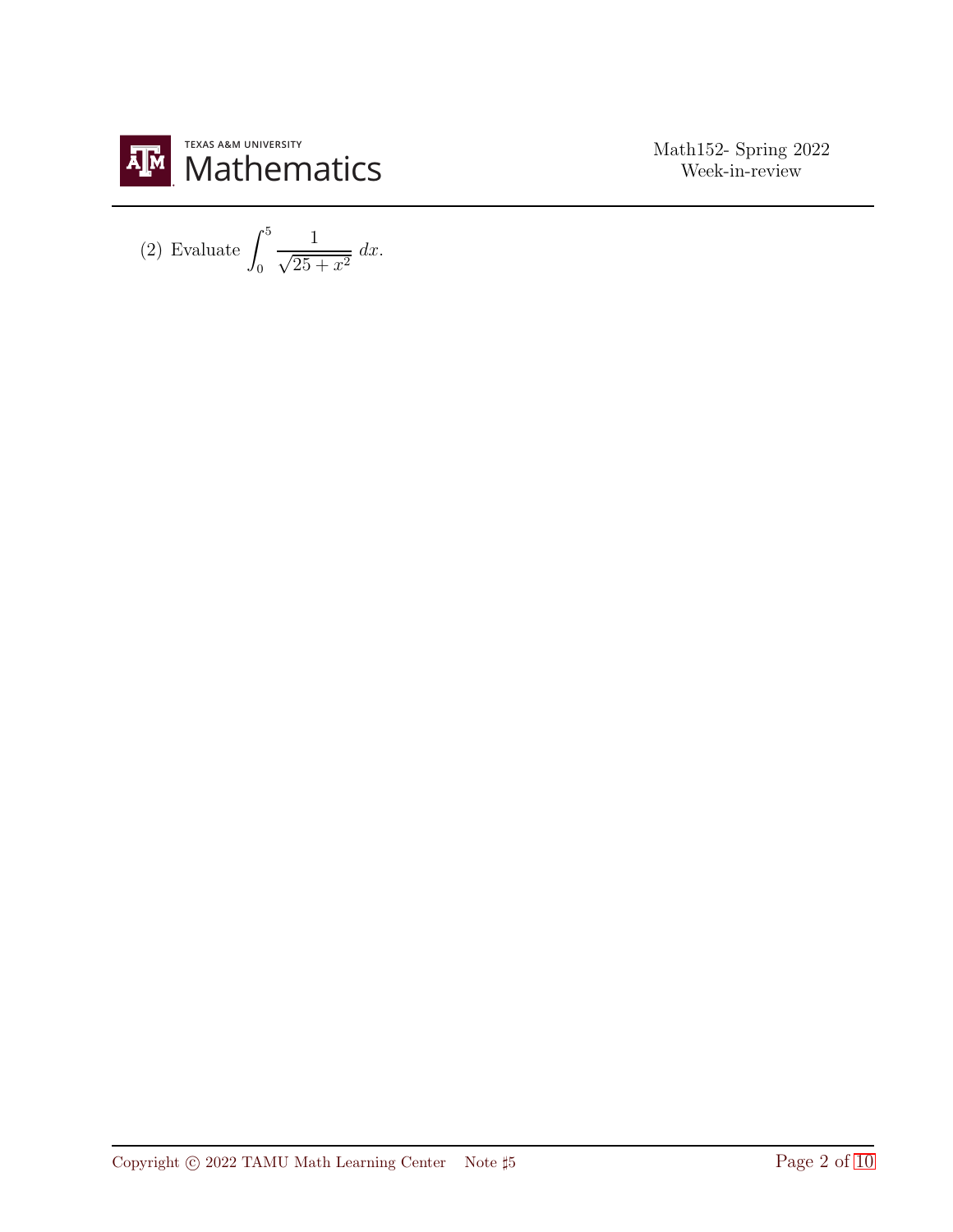(2) Evaluate $\displaystyle\int_0^5 \frac{1}{\sqrt{25+x^2}}\,dx$.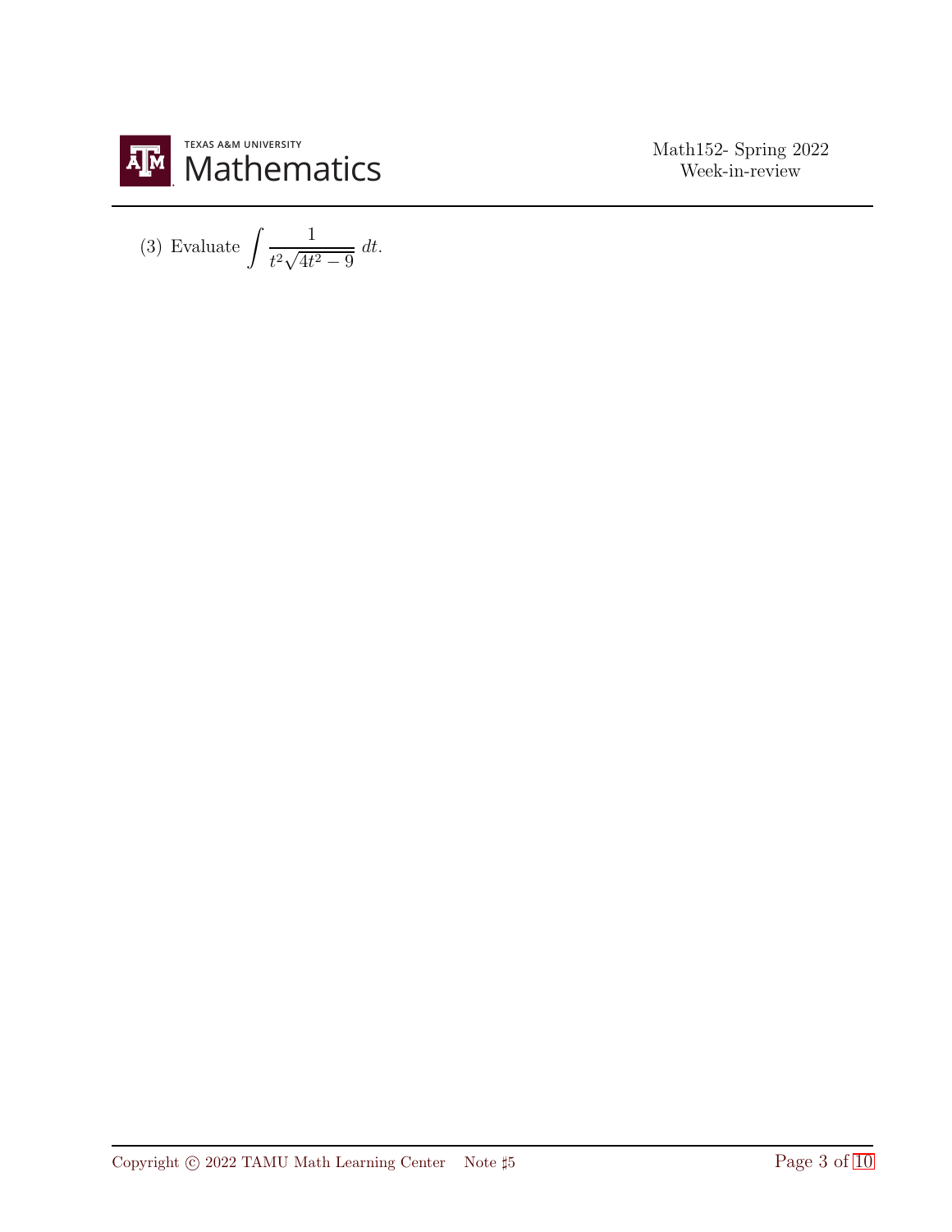(3) Evaluate $\displaystyle\int \frac{1}{t^2\sqrt{4t^2 - 9}}\, dt$.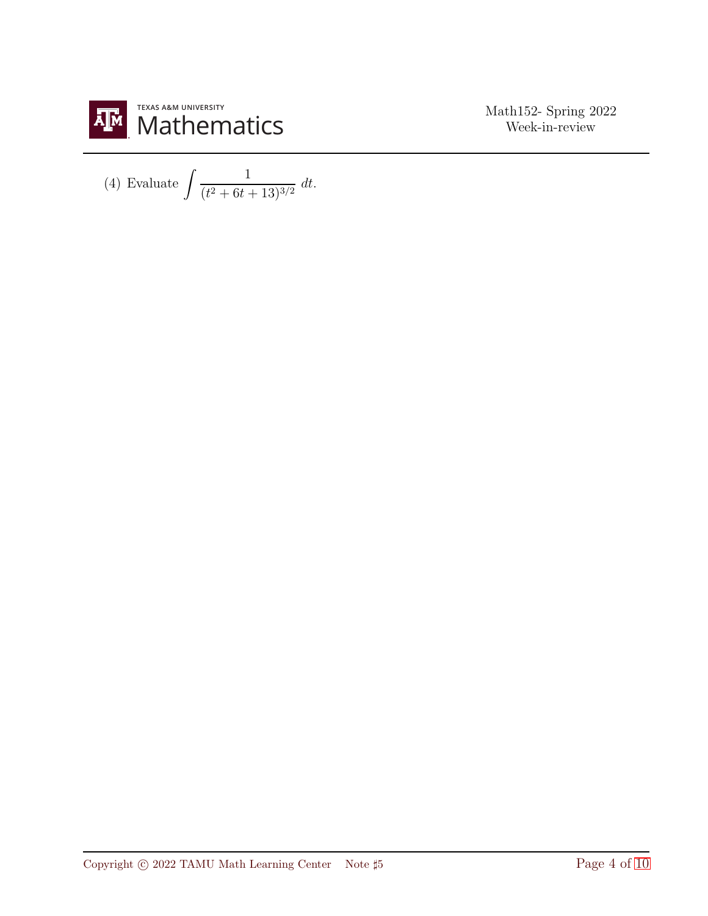(4) Evaluate $\displaystyle\int \frac{1}{(t^2 + 6t + 13)^{3/2}}\, dt$.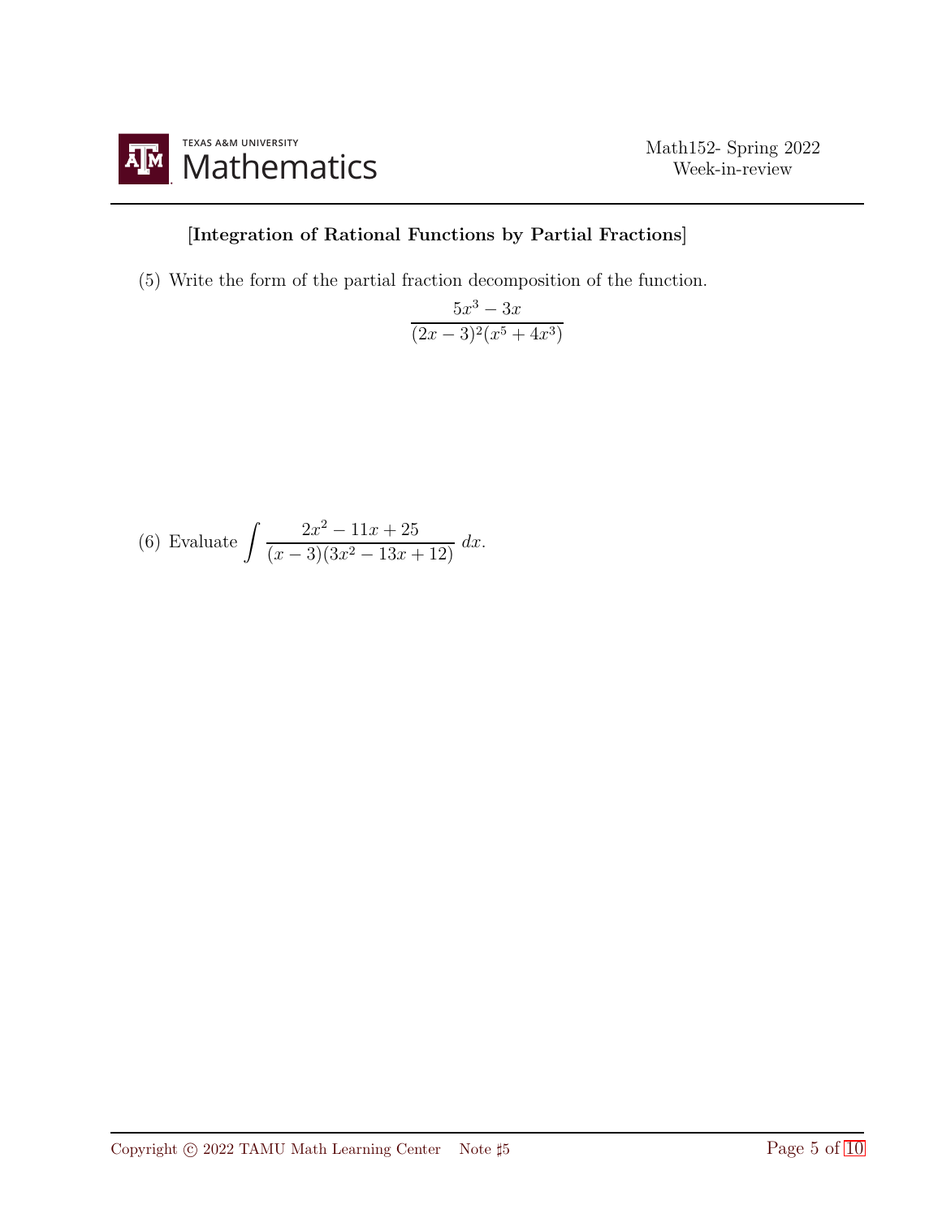[**Integration of Rational Functions by Partial Fractions**]

(5) Write the form of the partial fraction decomposition of the function.

$$\frac{5x^3 - 3x}{(2x-3)^2(x^5+4x^3)}$$

(6) Evaluate $\displaystyle\int \frac{2x^2 - 11x + 25}{(x-3)(3x^2 - 13x + 12)}\,dx$.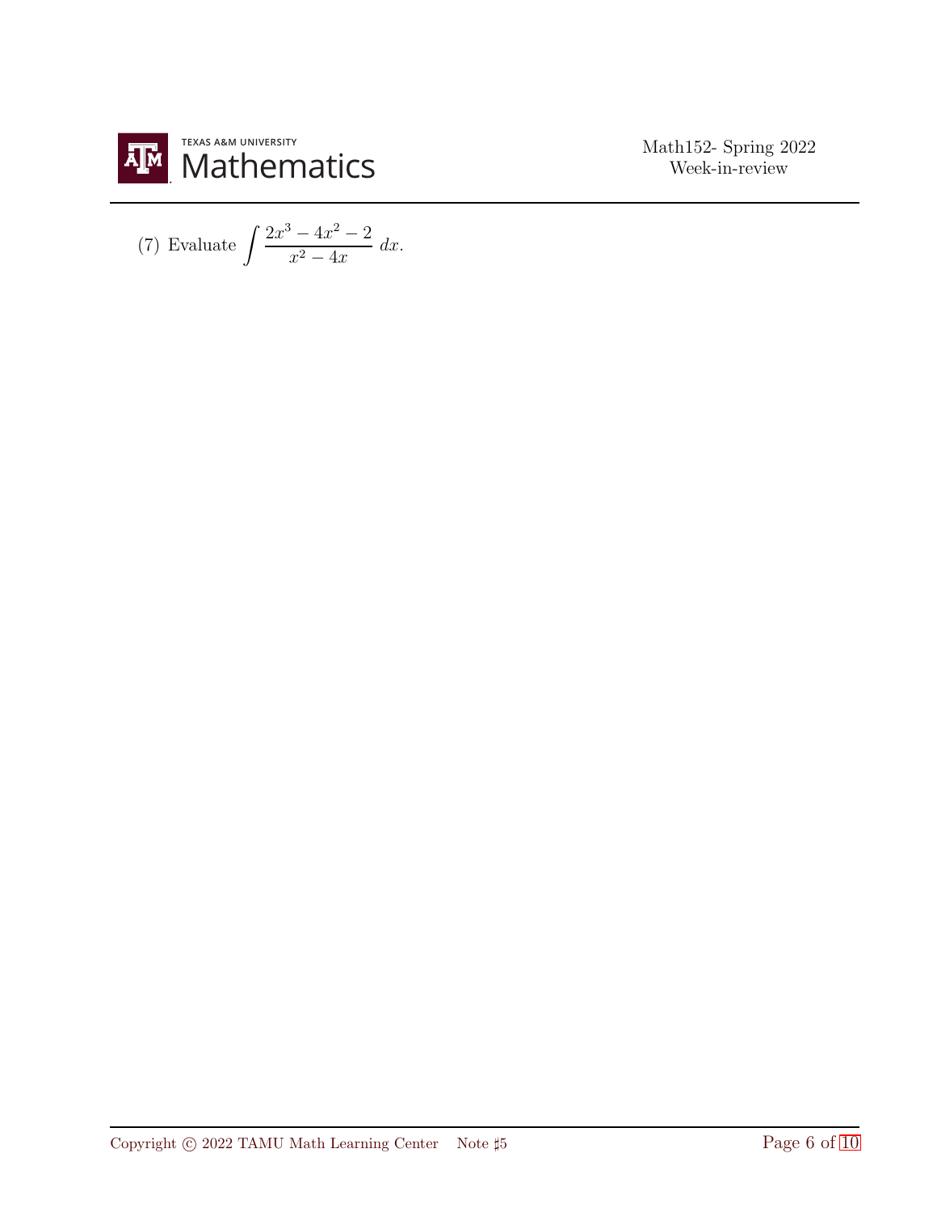(7) Evaluate $\displaystyle\int \frac{2x^3 - 4x^2 - 2}{x^2 - 4x}\, dx$.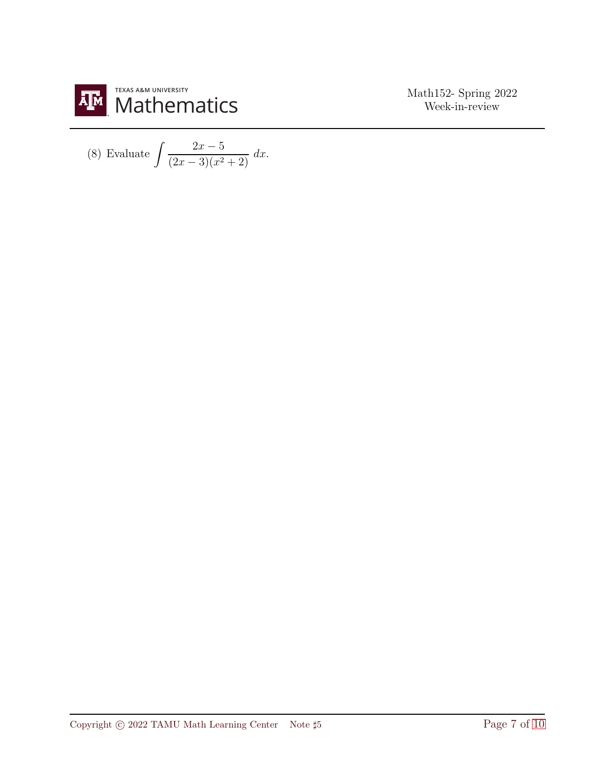(8) Evaluate $\displaystyle\int \frac{2x-5}{(2x-3)(x^2+2)}\,dx$.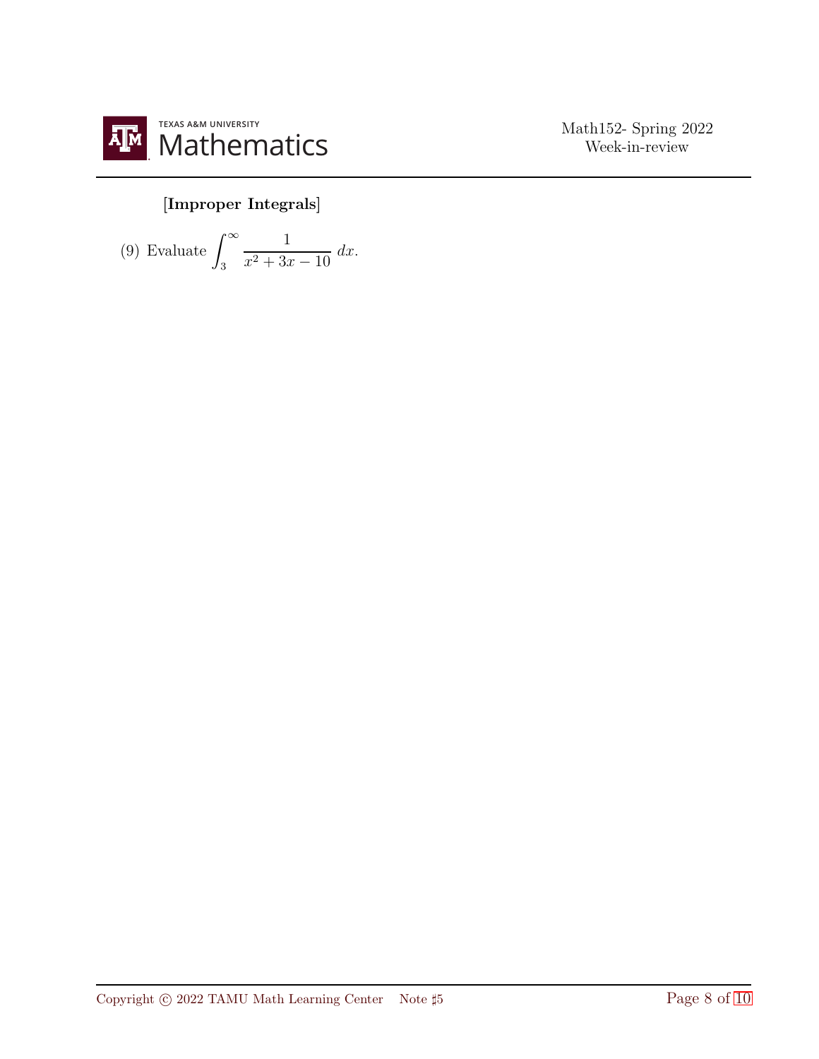**[Improper Integrals]**

(9) Evaluate $\displaystyle\int_{3}^{\infty} \frac{1}{x^2 + 3x - 10}\, dx$.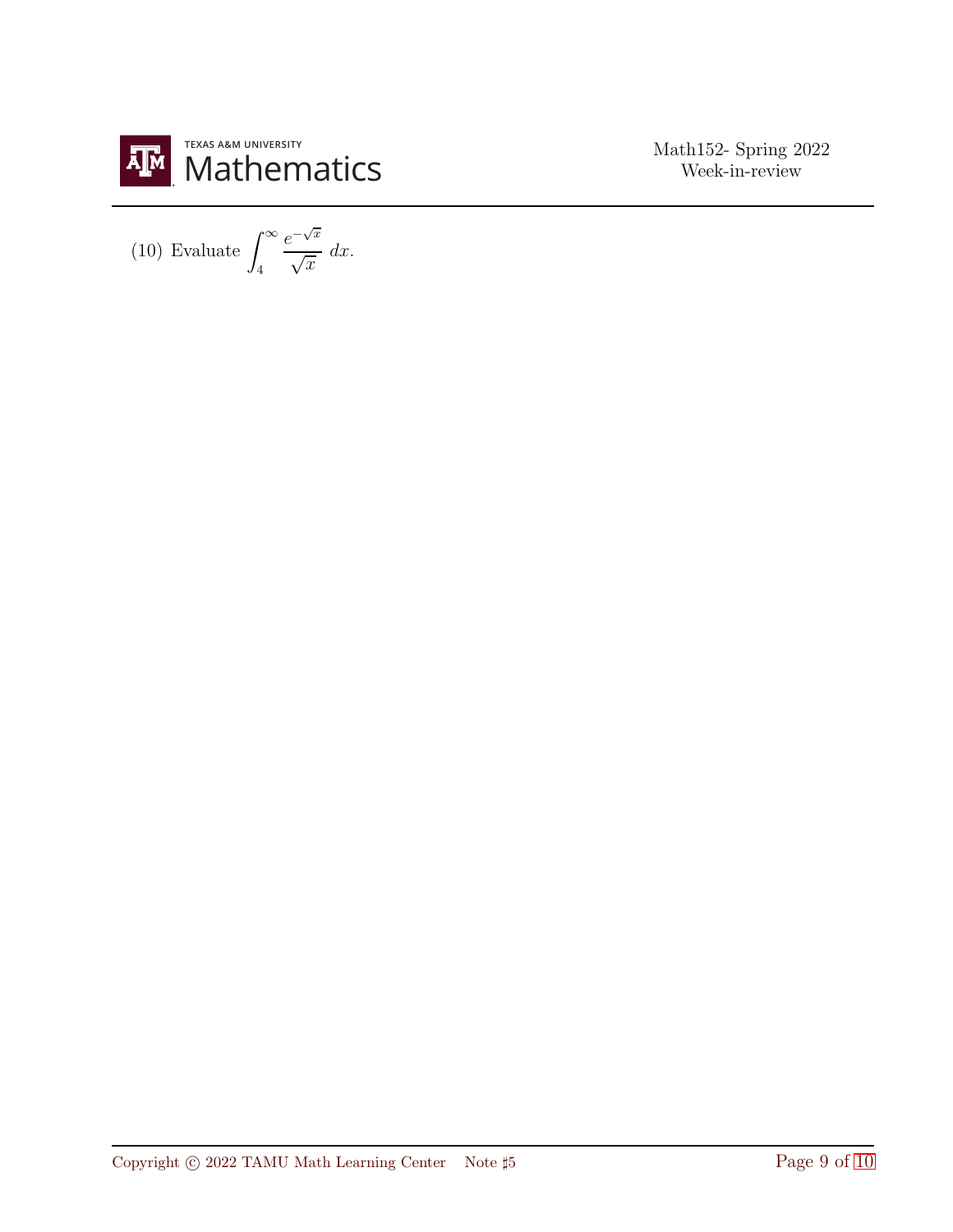(10) Evaluate $\displaystyle\int_4^\infty \frac{e^{-\sqrt{x}}}{\sqrt{x}}\, dx$.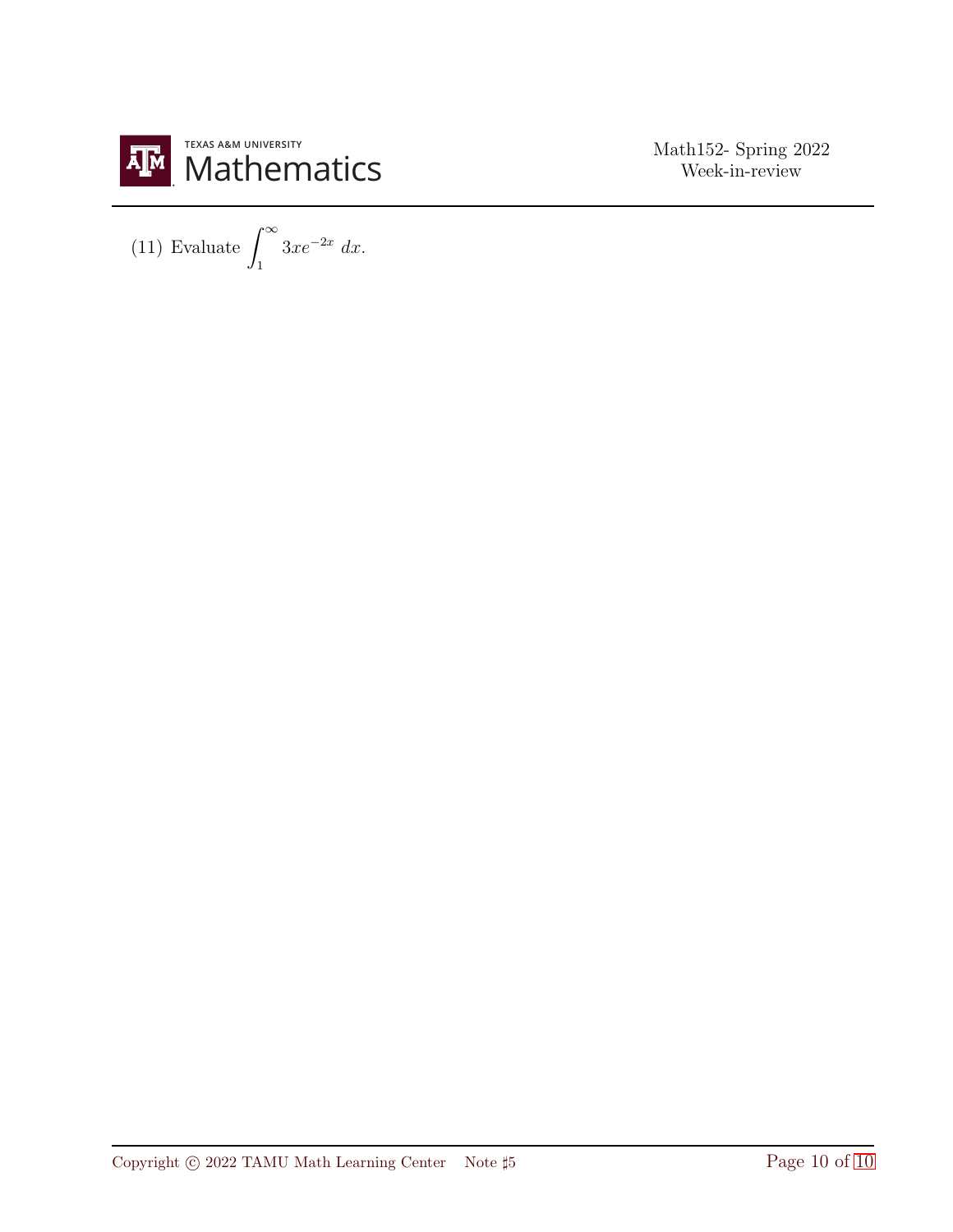(11) Evaluate $\displaystyle\int_1^{\infty} 3xe^{-2x}\ dx$.